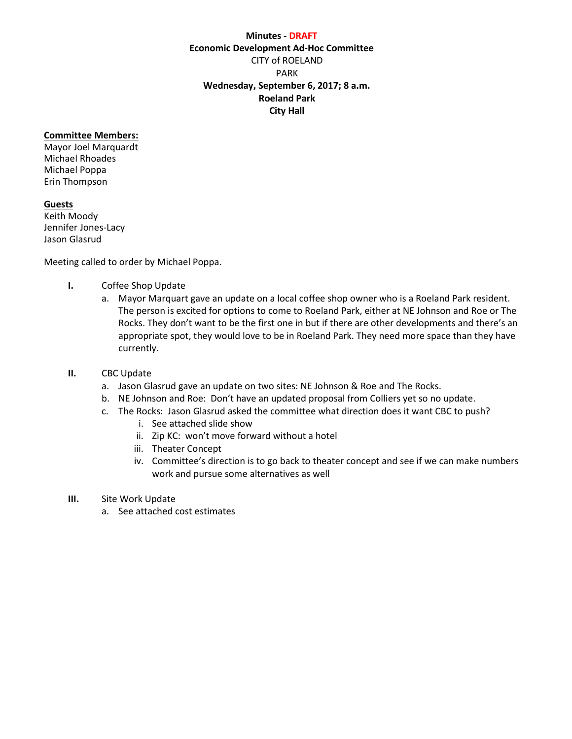**Minutes - DRAFT**
**Economic Development Ad-Hoc Committee**
CITY of ROELAND PARK
**Wednesday, September 6, 2017; 8 a.m.**
**Roeland Park City Hall**

**Committee Members:**
Mayor Joel Marquardt
Michael Rhoades
Michael Poppa
Erin Thompson

**Guests**
Keith Moody
Jennifer Jones-Lacy
Jason Glasrud

Meeting called to order by Michael Poppa.

**I.** Coffee Shop Update
   a. Mayor Marquart gave an update on a local coffee shop owner who is a Roeland Park resident. The person is excited for options to come to Roeland Park, either at NE Johnson and Roe or The Rocks. They don't want to be the first one in but if there are other developments and there's an appropriate spot, they would love to be in Roeland Park. They need more space than they have currently.

**II.** CBC Update
   a. Jason Glasrud gave an update on two sites: NE Johnson & Roe and The Rocks.
   b. NE Johnson and Roe: Don't have an updated proposal from Colliers yet so no update.
   c. The Rocks: Jason Glasrud asked the committee what direction does it want CBC to push?
      i. See attached slide show
      ii. Zip KC: won't move forward without a hotel
      iii. Theater Concept
      iv. Committee's direction is to go back to theater concept and see if we can make numbers work and pursue some alternatives as well

**III.** Site Work Update
   a. See attached cost estimates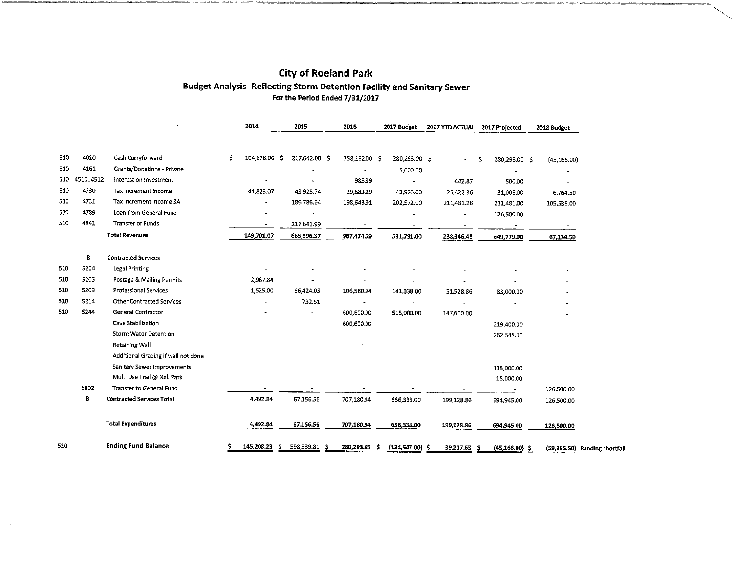# City of Roeland Park

## Budget Analysis- Reflecting Storm Detention Facility and Sanitary Sewer

For the Period Ended 7/31/2017

| | | | 2014 | 2015 | 2016 | 2017 Budget | 2017 YTD ACTUAL | 2017 Projected | 2018 Budget | |
|---|---|---|---|---|---|---|---|---|---|---|
| 510 | 4010 | Cash Carryforward | $ 104,878.00 | $ 217,642.00 | $ 758,162.00 | $ 280,293.00 | $ - | $ 280,293.00 | $ (45,166.00) | |
| 510 | 4161 | Grants/Donations - Private | - | - | - | 5,000.00 | - | - | - | |
| 510 | 4510..4512 | Interest on Investment | - | - | 985.39 | - | 442.87 | 500.00 | - | |
| 510 | 4730 | Tax Increment Income | 44,823.07 | 43,925.74 | 29,683.29 | 43,926.00 | 26,422.36 | 31,005.00 | 6,764.50 | |
| 510 | 4731 | Tax Increment Income 3A | - | 186,786.64 | 198,643.91 | 202,572.00 | 211,481.26 | 211,481.00 | 105,536.00 | |
| 510 | 4789 | Loan from General Fund | - | - | - | - | - | 126,500.00 | - | |
| 510 | 4841 | Transfer of Funds | - | 217,641.99 | - | - | - | - | - | |
| | | **Total Revenues** | 149,701.07 | 665,996.37 | 987,474.59 | 531,791.00 | 238,346.49 | 649,779.00 | 67,134.50 | |
| | B | **Contracted Services** | | | | | | | | |
| 510 | 5204 | Legal Printing | - | - | - | - | - | - | - | |
| 510 | 5205 | Postage & Mailing Permits | 2,967.84 | - | - | - | - | - | - | |
| 510 | 5209 | Professional Services | 1,525.00 | 66,424.05 | 106,580.94 | 141,338.00 | 51,528.86 | 83,000.00 | - | |
| 510 | 5214 | Other Contracted Services | - | 732.51 | - | - | - | - | - | |
| 510 | 5244 | General Contractor | - | - | 600,600.00 | 515,000.00 | 147,600.00 | | - | |
| | | Cave Stabilization | | | 600,600.00 | | | 219,400.00 | | |
| | | Storm Water Detention | | | | | | 262,545.00 | | |
| | | Retaining Wall | | | | | | | | |
| | | Additional Grading if wall not done | | | | | | | | |
| | | Sanitary Sewer Improvements | | | | | | 115,000.00 | | |
| | | Multi Use Trail @ Nall Park | | | | | | 15,000.00 | | |
| | 5802 | Transfer to General Fund | - | - | - | - | - | - | 126,500.00 | |
| | B | **Contracted Services Total** | 4,492.84 | 67,156.56 | 707,180.94 | 656,338.00 | 199,128.86 | 694,945.00 | 126,500.00 | |
| | | **Total Expenditures** | 4,492.84 | 67,156.56 | 707,180.94 | 656,338.00 | 199,128.86 | 694,945.00 | 126,500.00 | |
| 510 | | **Ending Fund Balance** | $ 145,208.23 | $ 598,839.81 | $ 280,293.65 | $ (124,547.00) | $ 39,217.63 | $ (45,166.00) | $ (59,365.50) | **Funding shortfall** |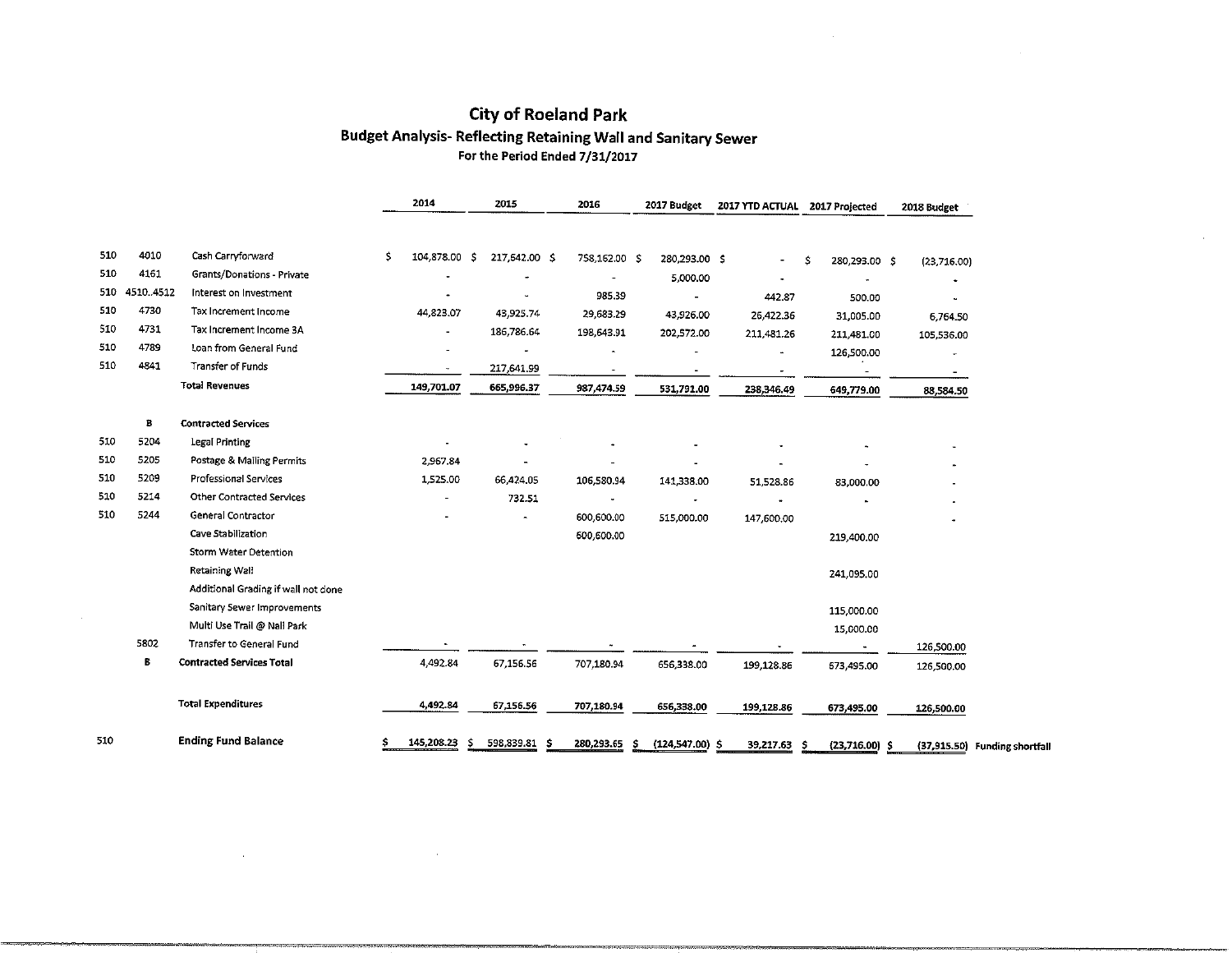# City of Roeland Park

## Budget Analysis- Reflecting Retaining Wall and Sanitary Sewer

### For the Period Ended 7/31/2017

| | | | 2014 | 2015 | 2016 | 2017 Budget | 2017 YTD ACTUAL | 2017 Projected | 2018 Budget | |
|---|---|---|---|---|---|---|---|---|---|---|
| 510 | 4010 | Cash Carryforward | $ 104,878.00 | $ 217,542.00 | $ 758,162.00 | $ 280,293.00 | $ - | $ 280,293.00 | $ (23,716.00) | |
| 510 | 4161 | Grants/Donations - Private | - | - | - | 5,000.00 | - | - | - | |
| 510 | 4510..4512 | Interest on Investment | - | - | 985.39 | - | 442.87 | 500.00 | - | |
| 510 | 4730 | Tax Increment Income | 44,823.07 | 43,925.74 | 29,683.29 | 43,926.00 | 26,422.36 | 31,005.00 | 6,764.50 | |
| 510 | 4731 | Tax Increment Income 3A | - | 186,786.64 | 198,643.91 | 202,572.00 | 211,481.26 | 211,481.00 | 105,536.00 | |
| 510 | 4789 | Loan from General Fund | - | - | - | - | - | 126,500.00 | - | |
| 510 | 4841 | Transfer of Funds | - | 217,641.99 | - | - | - | - | - | |
| | | **Total Revenues** | 149,701.07 | 665,996.37 | 987,474.59 | 531,791.00 | 238,346.49 | 649,779.00 | 88,584.50 | |
| | **B** | **Contracted Services** | | | | | | | | |
| 510 | 5204 | Legal Printing | - | - | - | - | - | - | - | |
| 510 | 5205 | Postage & Mailing Permits | 2,967.84 | - | - | - | - | - | - | |
| 510 | 5209 | Professional Services | 1,525.00 | 66,424.05 | 106,580.94 | 141,338.00 | 51,528.86 | 83,000.00 | - | |
| 510 | 5214 | Other Contracted Services | - | 732.51 | - | - | - | - | - | |
| 510 | 5244 | General Contractor | - | - | 600,600.00 | 515,000.00 | 147,600.00 | | - | |
| | | Cave Stabilization | | | 600,600.00 | | | 219,400.00 | | |
| | | Storm Water Detention | | | | | | | | |
| | | Retaining Wall | | | | | | 241,095.00 | | |
| | | Additional Grading if wall not done | | | | | | | | |
| | | Sanitary Sewer Improvements | | | | | | 115,000.00 | | |
| | | Multi Use Trail @ Nall Park | | | | | | 15,000.00 | | |
| | 5802 | Transfer to General Fund | - | - | - | - | - | - | 126,500.00 | |
| | **B** | **Contracted Services Total** | 4,492.84 | 67,156.56 | 707,180.94 | 656,338.00 | 199,128.86 | 673,495.00 | 126,500.00 | |
| | | **Total Expenditures** | 4,492.84 | 67,156.56 | 707,180.94 | 656,338.00 | 199,128.86 | 673,495.00 | 126,500.00 | |
| 510 | | **Ending Fund Balance** | $ 145,208.23 | $ 598,839.81 | $ 280,293.65 | $ (124,547.00) | $ 39,217.63 | $ (23,716.00) | $ (37,915.50) | **Funding shortfall** |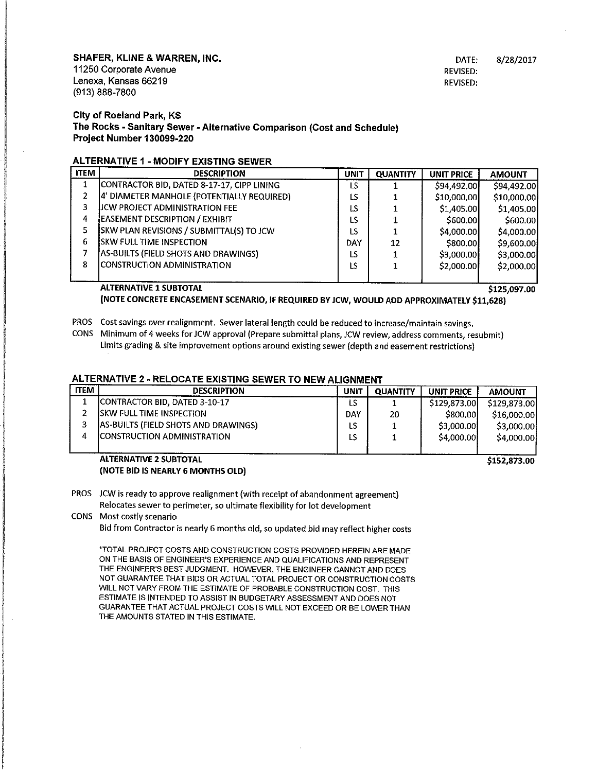**SHAFER, KLINE & WARREN, INC.**
11250 Corporate Avenue
Lenexa, Kansas 66219
(913) 888-7800

DATE: 8/28/2017
REVISED:
REVISED:

**City of Roeland Park, KS**
**The Rocks - Sanitary Sewer - Alternative Comparison (Cost and Schedule)**
**Project Number 130099-220**

## ALTERNATIVE 1 - MODIFY EXISTING SEWER

| ITEM | DESCRIPTION | UNIT | QUANTITY | UNIT PRICE | AMOUNT |
|---|---|---|---|---|---|
| 1 | CONTRACTOR BID, DATED 8-17-17, CIPP LINING | LS | 1 | $94,492.00 | $94,492.00 |
| 2 | 4' DIAMETER MANHOLE (POTENTIALLY REQUIRED) | LS | 1 | $10,000.00 | $10,000.00 |
| 3 | JCW PROJECT ADMINISTRATION FEE | LS | 1 | $1,405.00 | $1,405.00 |
| 4 | EASEMENT DESCRIPTION / EXHIBIT | LS | 1 | $600.00 | $600.00 |
| 5 | SKW PLAN REVISIONS / SUBMITTAL(S) TO JCW | LS | 1 | $4,000.00 | $4,000.00 |
| 6 | SKW FULL TIME INSPECTION | DAY | 12 | $800.00 | $9,600.00 |
| 7 | AS-BUILTS (FIELD SHOTS AND DRAWINGS) | LS | 1 | $3,000.00 | $3,000.00 |
| 8 | CONSTRUCTION ADMINISTRATION | LS | 1 | $2,000.00 | $2,000.00 |
| | **ALTERNATIVE 1 SUBTOTAL** | | | | **$125,097.00** |

**(NOTE CONCRETE ENCASEMENT SCENARIO, IF REQUIRED BY JCW, WOULD ADD APPROXIMATELY $11,628)**

PROS Cost savings over realignment. Sewer lateral length could be reduced to increase/maintain savings.

CONS Minimum of 4 weeks for JCW approval (Prepare submittal plans, JCW review, address comments, resubmit)
Limits grading & site improvement options around existing sewer (depth and easement restrictions)

## ALTERNATIVE 2 - RELOCATE EXISTING SEWER TO NEW ALIGNMENT

| ITEM | DESCRIPTION | UNIT | QUANTITY | UNIT PRICE | AMOUNT |
|---|---|---|---|---|---|
| 1 | CONTRACTOR BID, DATED 3-10-17 | LS | 1 | $129,873.00 | $129,873.00 |
| 2 | SKW FULL TIME INSPECTION | DAY | 20 | $800.00 | $16,000.00 |
| 3 | AS-BUILTS (FIELD SHOTS AND DRAWINGS) | LS | 1 | $3,000.00 | $3,000.00 |
| 4 | CONSTRUCTION ADMINISTRATION | LS | 1 | $4,000.00 | $4,000.00 |
| | **ALTERNATIVE 2 SUBTOTAL** | | | | **$152,873.00** |

**(NOTE BID IS NEARLY 6 MONTHS OLD)**

PROS JCW is ready to approve realignment (with receipt of abandonment agreement)
Relocates sewer to perimeter, so ultimate flexibility for lot development

CONS Most costly scenario
Bid from Contractor is nearly 6 months old, so updated bid may reflect higher costs

*TOTAL PROJECT COSTS AND CONSTRUCTION COSTS PROVIDED HEREIN ARE MADE ON THE BASIS OF ENGINEER'S EXPERIENCE AND QUALIFICATIONS AND REPRESENT THE ENGINEER'S BEST JUDGMENT. HOWEVER, THE ENGINEER CANNOT AND DOES NOT GUARANTEE THAT BIDS OR ACTUAL TOTAL PROJECT OR CONSTRUCTION COSTS WILL NOT VARY FROM THE ESTIMATE OF PROBABLE CONSTRUCTION COST. THIS ESTIMATE IS INTENDED TO ASSIST IN BUDGETARY ASSESSMENT AND DOES NOT GUARANTEE THAT ACTUAL PROJECT COSTS WILL NOT EXCEED OR BE LOWER THAN THE AMOUNTS STATED IN THIS ESTIMATE.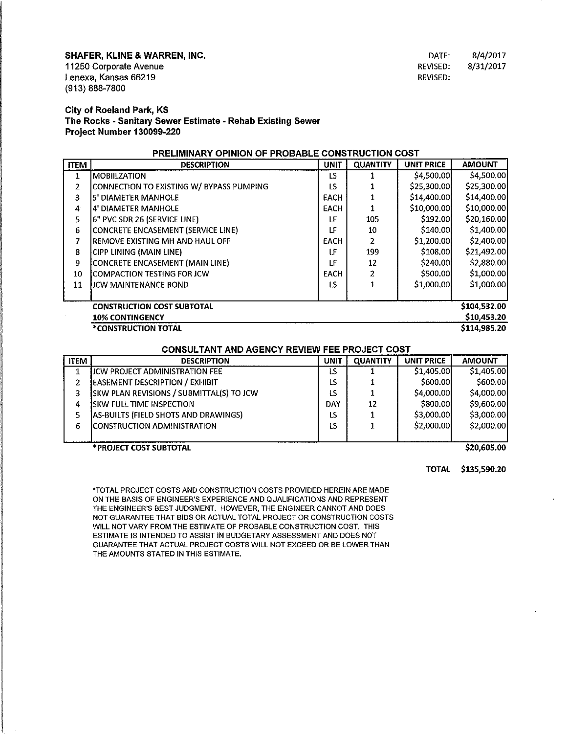**SHAFER, KLINE & WARREN, INC.**
11250 Corporate Avenue
Lenexa, Kansas 66219
(913) 888-7800

| | |
|---|---|
| DATE: | 8/4/2017 |
| REVISED: | 8/31/2017 |
| REVISED: | |

**City of Roeland Park, KS**
**The Rocks - Sanitary Sewer Estimate - Rehab Existing Sewer**
**Project Number 130099-220**

**PRELIMINARY OPINION OF PROBABLE CONSTRUCTION COST**

| ITEM | DESCRIPTION | UNIT | QUANTITY | UNIT PRICE | AMOUNT |
|---|---|---|---|---|---|
| 1 | MOBIILZATION | LS | 1 | $4,500.00 | $4,500.00 |
| 2 | CONNECTION TO EXISTING W/ BYPASS PUMPING | LS | 1 | $25,300.00 | $25,300.00 |
| 3 | 5' DIAMETER MANHOLE | EACH | 1 | $14,400.00 | $14,400.00 |
| 4 | 4' DIAMETER MANHOLE | EACH | 1 | $10,000.00 | $10,000.00 |
| 5 | 6" PVC SDR 26 (SERVICE LINE) | LF | 105 | $192.00 | $20,160.00 |
| 6 | CONCRETE ENCASEMENT (SERVICE LINE) | LF | 10 | $140.00 | $1,400.00 |
| 7 | REMOVE EXISTING MH AND HAUL OFF | EACH | 2 | $1,200.00 | $2,400.00 |
| 8 | CIPP LINING (MAIN LINE) | LF | 199 | $108.00 | $21,492.00 |
| 9 | CONCRETE ENCASEMENT (MAIN LINE) | LF | 12 | $240.00 | $2,880.00 |
| 10 | COMPACTION TESTING FOR JCW | EACH | 2 | $500.00 | $1,000.00 |
| 11 | JCW MAINTENANCE BOND | LS | 1 | $1,000.00 | $1,000.00 |
| | **CONSTRUCTION COST SUBTOTAL** | | | | **$104,532.00** |
| | **10% CONTINGENCY** | | | | **$10,453.20** |
| | ***CONSTRUCTION TOTAL** | | | | **$114,985.20** |

**CONSULTANT AND AGENCY REVIEW FEE PROJECT COST**

| ITEM | DESCRIPTION | UNIT | QUANTITY | UNIT PRICE | AMOUNT |
|---|---|---|---|---|---|
| 1 | JCW PROJECT ADMINISTRATION FEE | LS | 1 | $1,405.00 | $1,405.00 |
| 2 | EASEMENT DESCRIPTION / EXHIBIT | LS | 1 | $600.00 | $600.00 |
| 3 | SKW PLAN REVISIONS / SUBMITTAL(S) TO JCW | LS | 1 | $4,000.00 | $4,000.00 |
| 4 | SKW FULL TIME INSPECTION | DAY | 12 | $800.00 | $9,600.00 |
| 5 | AS-BUILTS (FIELD SHOTS AND DRAWINGS) | LS | 1 | $3,000.00 | $3,000.00 |
| 6 | CONSTRUCTION ADMINISTRATION | LS | 1 | $2,000.00 | $2,000.00 |
| | ***PROJECT COST SUBTOTAL** | | | | **$20,605.00** |
| | | | | **TOTAL** | **$135,590.20** |

*TOTAL PROJECT COSTS AND CONSTRUCTION COSTS PROVIDED HEREIN ARE MADE ON THE BASIS OF ENGINEER'S EXPERIENCE AND QUALIFICATIONS AND REPRESENT THE ENGINEER'S BEST JUDGMENT. HOWEVER, THE ENGINEER CANNOT AND DOES NOT GUARANTEE THAT BIDS OR ACTUAL TOTAL PROJECT OR CONSTRUCTION COSTS WILL NOT VARY FROM THE ESTIMATE OF PROBABLE CONSTRUCTION COST. THIS ESTIMATE IS INTENDED TO ASSIST IN BUDGETARY ASSESSMENT AND DOES NOT GUARANTEE THAT ACTUAL PROJECT COSTS WILL NOT EXCEED OR BE LOWER THAN THE AMOUNTS STATED IN THIS ESTIMATE.